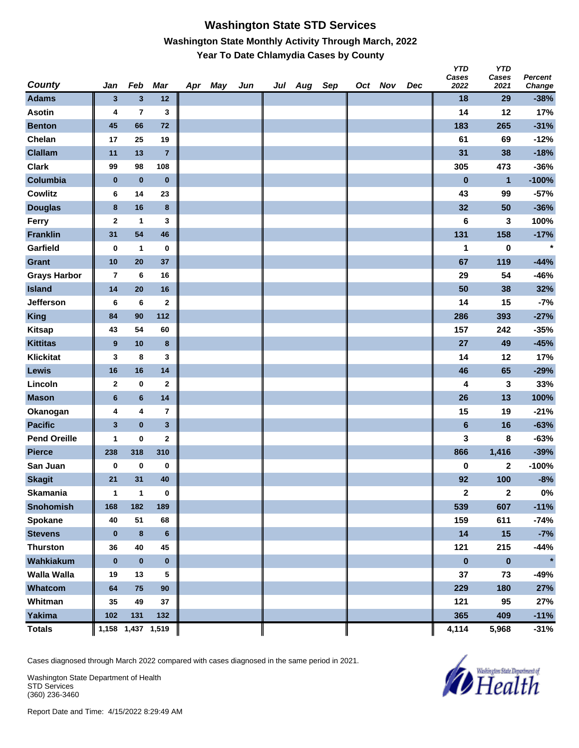# Washington State STD Services

## Washington State Monthly Activity Through March, 2022

### Year To Date Chlamydia Cases by County

| County | Jan | Feb | Mar | Apr | May | Jun | Jul | Aug | Sep | Oct | Nov | Dec | YTD Cases 2022 | YTD Cases 2021 | Percent Change |
|---|---|---|---|---|---|---|---|---|---|---|---|---|---|---|---|
| Adams | 3 | 3 | 12 | | | | | | | | | | 18 | 29 | -38% |
| Asotin | 4 | 7 | 3 | | | | | | | | | | 14 | 12 | 17% |
| Benton | 45 | 66 | 72 | | | | | | | | | | 183 | 265 | -31% |
| Chelan | 17 | 25 | 19 | | | | | | | | | | 61 | 69 | -12% |
| Clallam | 11 | 13 | 7 | | | | | | | | | | 31 | 38 | -18% |
| Clark | 99 | 98 | 108 | | | | | | | | | | 305 | 473 | -36% |
| Columbia | 0 | 0 | 0 | | | | | | | | | | 0 | 1 | -100% |
| Cowlitz | 6 | 14 | 23 | | | | | | | | | | 43 | 99 | -57% |
| Douglas | 8 | 16 | 8 | | | | | | | | | | 32 | 50 | -36% |
| Ferry | 2 | 1 | 3 | | | | | | | | | | 6 | 3 | 100% |
| Franklin | 31 | 54 | 46 | | | | | | | | | | 131 | 158 | -17% |
| Garfield | 0 | 1 | 0 | | | | | | | | | | 1 | 0 | * |
| Grant | 10 | 20 | 37 | | | | | | | | | | 67 | 119 | -44% |
| Grays Harbor | 7 | 6 | 16 | | | | | | | | | | 29 | 54 | -46% |
| Island | 14 | 20 | 16 | | | | | | | | | | 50 | 38 | 32% |
| Jefferson | 6 | 6 | 2 | | | | | | | | | | 14 | 15 | -7% |
| King | 84 | 90 | 112 | | | | | | | | | | 286 | 393 | -27% |
| Kitsap | 43 | 54 | 60 | | | | | | | | | | 157 | 242 | -35% |
| Kittitas | 9 | 10 | 8 | | | | | | | | | | 27 | 49 | -45% |
| Klickitat | 3 | 8 | 3 | | | | | | | | | | 14 | 12 | 17% |
| Lewis | 16 | 16 | 14 | | | | | | | | | | 46 | 65 | -29% |
| Lincoln | 2 | 0 | 2 | | | | | | | | | | 4 | 3 | 33% |
| Mason | 6 | 6 | 14 | | | | | | | | | | 26 | 13 | 100% |
| Okanogan | 4 | 4 | 7 | | | | | | | | | | 15 | 19 | -21% |
| Pacific | 3 | 0 | 3 | | | | | | | | | | 6 | 16 | -63% |
| Pend Oreille | 1 | 0 | 2 | | | | | | | | | | 3 | 8 | -63% |
| Pierce | 238 | 318 | 310 | | | | | | | | | | 866 | 1,416 | -39% |
| San Juan | 0 | 0 | 0 | | | | | | | | | | 0 | 2 | -100% |
| Skagit | 21 | 31 | 40 | | | | | | | | | | 92 | 100 | -8% |
| Skamania | 1 | 1 | 0 | | | | | | | | | | 2 | 2 | 0% |
| Snohomish | 168 | 182 | 189 | | | | | | | | | | 539 | 607 | -11% |
| Spokane | 40 | 51 | 68 | | | | | | | | | | 159 | 611 | -74% |
| Stevens | 0 | 8 | 6 | | | | | | | | | | 14 | 15 | -7% |
| Thurston | 36 | 40 | 45 | | | | | | | | | | 121 | 215 | -44% |
| Wahkiakum | 0 | 0 | 0 | | | | | | | | | | 0 | 0 | * |
| Walla Walla | 19 | 13 | 5 | | | | | | | | | | 37 | 73 | -49% |
| Whatcom | 64 | 75 | 90 | | | | | | | | | | 229 | 180 | 27% |
| Whitman | 35 | 49 | 37 | | | | | | | | | | 121 | 95 | 27% |
| Yakima | 102 | 131 | 132 | | | | | | | | | | 365 | 409 | -11% |
| Totals | 1,158 | 1,437 | 1,519 | | | | | | | | | | 4,114 | 5,968 | -31% |

Cases diagnosed through March 2022 compared with cases diagnosed in the same period in 2021.

Washington State Department of Health
STD Services
(360) 236-3460

Report Date and Time: 4/15/2022 8:29:49 AM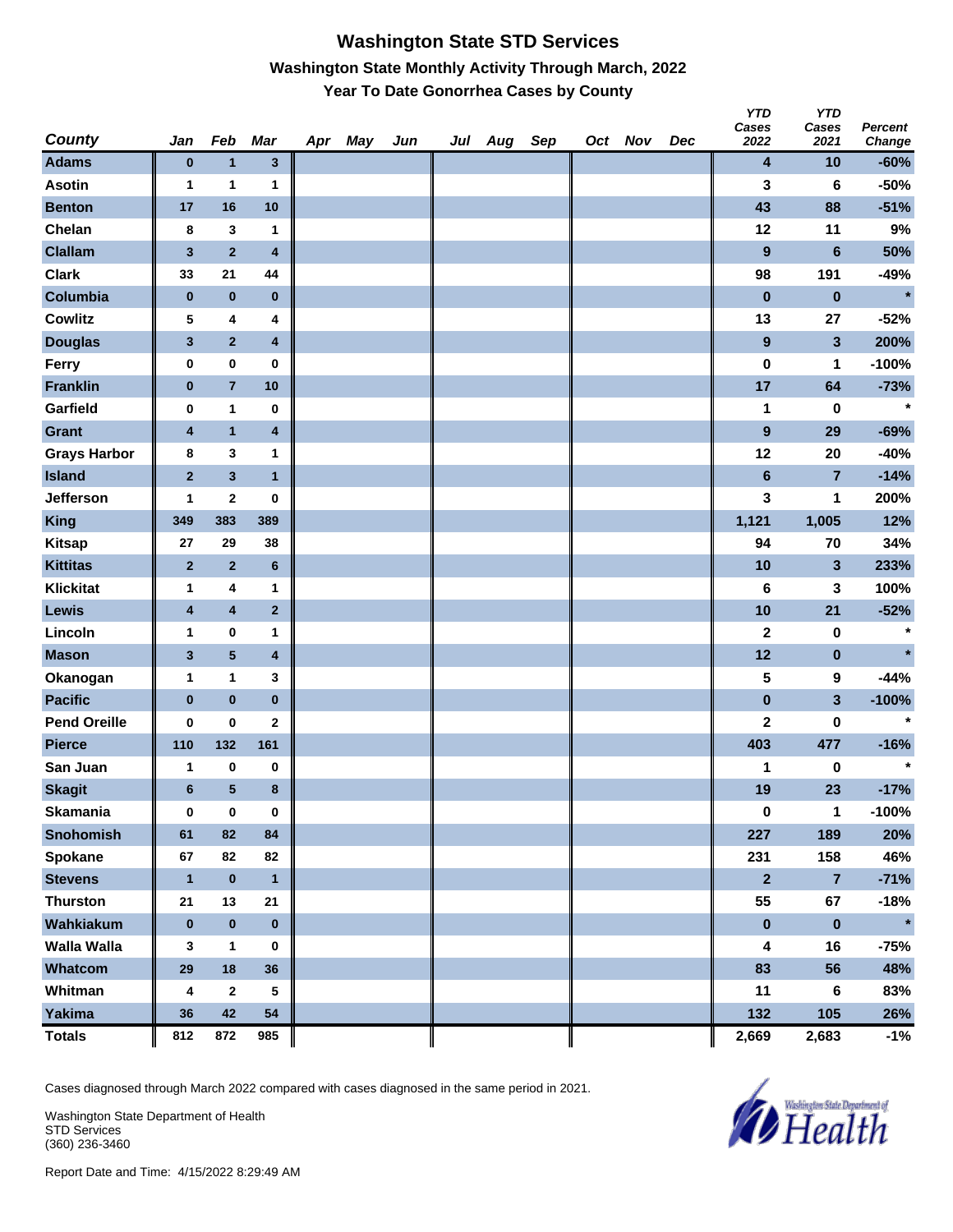# Washington State STD Services

## Washington State Monthly Activity Through March, 2022

### Year To Date Gonorrhea Cases by County

| County | Jan | Feb | Mar | Apr | May | Jun | Jul | Aug | Sep | Oct | Nov | Dec | YTD Cases 2022 | YTD Cases 2021 | Percent Change |
|---|---|---|---|---|---|---|---|---|---|---|---|---|---|---|---|
| Adams | 0 | 1 | 3 | | | | | | | | | | 4 | 10 | -60% |
| Asotin | 1 | 1 | 1 | | | | | | | | | | 3 | 6 | -50% |
| Benton | 17 | 16 | 10 | | | | | | | | | | 43 | 88 | -51% |
| Chelan | 8 | 3 | 1 | | | | | | | | | | 12 | 11 | 9% |
| Clallam | 3 | 2 | 4 | | | | | | | | | | 9 | 6 | 50% |
| Clark | 33 | 21 | 44 | | | | | | | | | | 98 | 191 | -49% |
| Columbia | 0 | 0 | 0 | | | | | | | | | | 0 | 0 | * |
| Cowlitz | 5 | 4 | 4 | | | | | | | | | | 13 | 27 | -52% |
| Douglas | 3 | 2 | 4 | | | | | | | | | | 9 | 3 | 200% |
| Ferry | 0 | 0 | 0 | | | | | | | | | | 0 | 1 | -100% |
| Franklin | 0 | 7 | 10 | | | | | | | | | | 17 | 64 | -73% |
| Garfield | 0 | 1 | 0 | | | | | | | | | | 1 | 0 | * |
| Grant | 4 | 1 | 4 | | | | | | | | | | 9 | 29 | -69% |
| Grays Harbor | 8 | 3 | 1 | | | | | | | | | | 12 | 20 | -40% |
| Island | 2 | 3 | 1 | | | | | | | | | | 6 | 7 | -14% |
| Jefferson | 1 | 2 | 0 | | | | | | | | | | 3 | 1 | 200% |
| King | 349 | 383 | 389 | | | | | | | | | | 1,121 | 1,005 | 12% |
| Kitsap | 27 | 29 | 38 | | | | | | | | | | 94 | 70 | 34% |
| Kittitas | 2 | 2 | 6 | | | | | | | | | | 10 | 3 | 233% |
| Klickitat | 1 | 4 | 1 | | | | | | | | | | 6 | 3 | 100% |
| Lewis | 4 | 4 | 2 | | | | | | | | | | 10 | 21 | -52% |
| Lincoln | 1 | 0 | 1 | | | | | | | | | | 2 | 0 | * |
| Mason | 3 | 5 | 4 | | | | | | | | | | 12 | 0 | * |
| Okanogan | 1 | 1 | 3 | | | | | | | | | | 5 | 9 | -44% |
| Pacific | 0 | 0 | 0 | | | | | | | | | | 0 | 3 | -100% |
| Pend Oreille | 0 | 0 | 2 | | | | | | | | | | 2 | 0 | * |
| Pierce | 110 | 132 | 161 | | | | | | | | | | 403 | 477 | -16% |
| San Juan | 1 | 0 | 0 | | | | | | | | | | 1 | 0 | * |
| Skagit | 6 | 5 | 8 | | | | | | | | | | 19 | 23 | -17% |
| Skamania | 0 | 0 | 0 | | | | | | | | | | 0 | 1 | -100% |
| Snohomish | 61 | 82 | 84 | | | | | | | | | | 227 | 189 | 20% |
| Spokane | 67 | 82 | 82 | | | | | | | | | | 231 | 158 | 46% |
| Stevens | 1 | 0 | 1 | | | | | | | | | | 2 | 7 | -71% |
| Thurston | 21 | 13 | 21 | | | | | | | | | | 55 | 67 | -18% |
| Wahkiakum | 0 | 0 | 0 | | | | | | | | | | 0 | 0 | * |
| Walla Walla | 3 | 1 | 0 | | | | | | | | | | 4 | 16 | -75% |
| Whatcom | 29 | 18 | 36 | | | | | | | | | | 83 | 56 | 48% |
| Whitman | 4 | 2 | 5 | | | | | | | | | | 11 | 6 | 83% |
| Yakima | 36 | 42 | 54 | | | | | | | | | | 132 | 105 | 26% |
| Totals | 812 | 872 | 985 | | | | | | | | | | 2,669 | 2,683 | -1% |

Cases diagnosed through March 2022 compared with cases diagnosed in the same period in 2021.

Washington State Department of Health
STD Services
(360) 236-3460

Report Date and Time: 4/15/2022 8:29:49 AM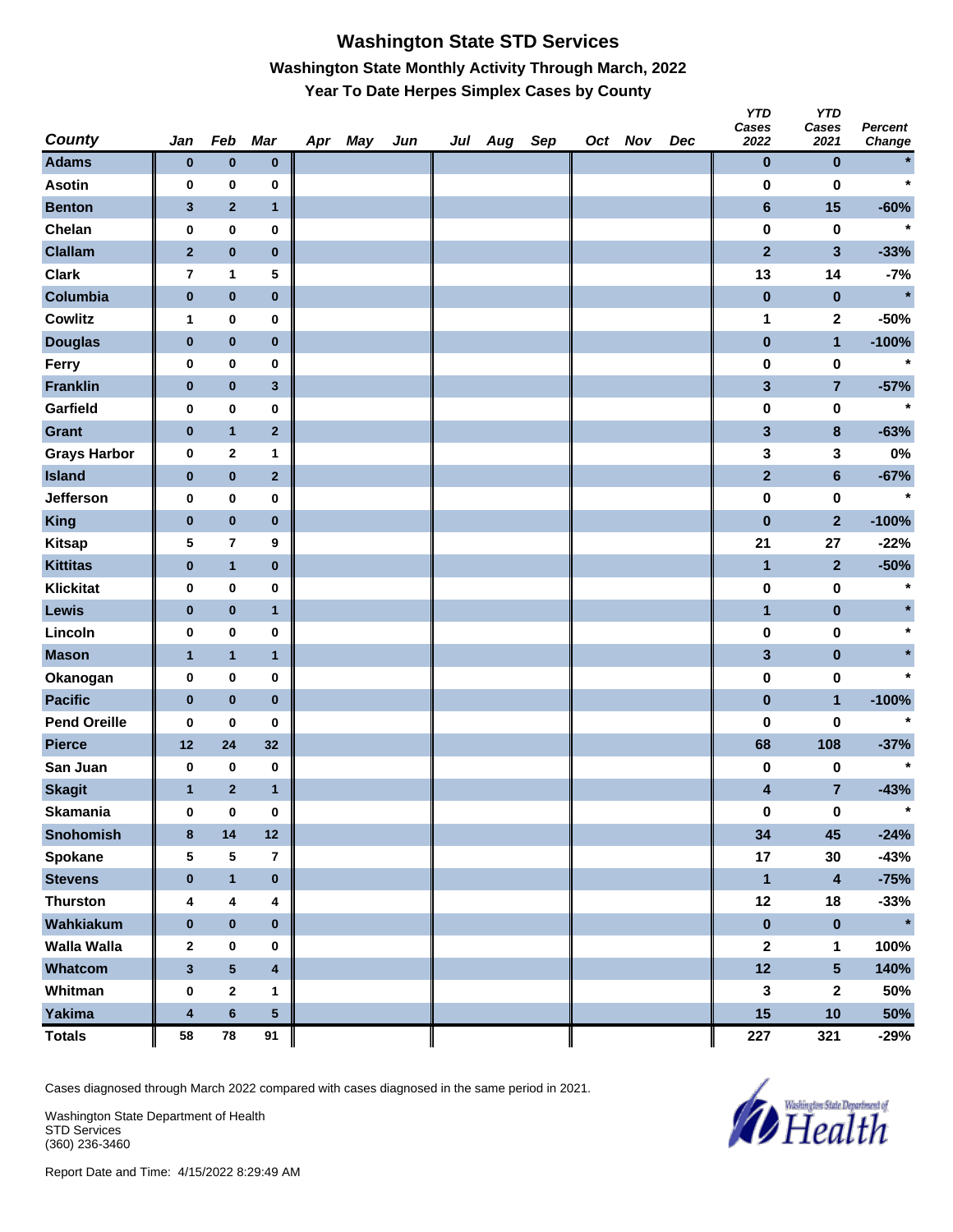# Washington State STD Services

## Washington State Monthly Activity Through March, 2022

### Year To Date Herpes Simplex Cases by County

| County | Jan | Feb | Mar | Apr | May | Jun | Jul | Aug | Sep | Oct | Nov | Dec | YTD Cases 2022 | YTD Cases 2021 | Percent Change |
|---|---|---|---|---|---|---|---|---|---|---|---|---|---|---|---|
| Adams | 0 | 0 | 0 | | | | | | | | | | 0 | 0 | * |
| Asotin | 0 | 0 | 0 | | | | | | | | | | 0 | 0 | * |
| Benton | 3 | 2 | 1 | | | | | | | | | | 6 | 15 | -60% |
| Chelan | 0 | 0 | 0 | | | | | | | | | | 0 | 0 | * |
| Clallam | 2 | 0 | 0 | | | | | | | | | | 2 | 3 | -33% |
| Clark | 7 | 1 | 5 | | | | | | | | | | 13 | 14 | -7% |
| Columbia | 0 | 0 | 0 | | | | | | | | | | 0 | 0 | * |
| Cowlitz | 1 | 0 | 0 | | | | | | | | | | 1 | 2 | -50% |
| Douglas | 0 | 0 | 0 | | | | | | | | | | 0 | 1 | -100% |
| Ferry | 0 | 0 | 0 | | | | | | | | | | 0 | 0 | * |
| Franklin | 0 | 0 | 3 | | | | | | | | | | 3 | 7 | -57% |
| Garfield | 0 | 0 | 0 | | | | | | | | | | 0 | 0 | * |
| Grant | 0 | 1 | 2 | | | | | | | | | | 3 | 8 | -63% |
| Grays Harbor | 0 | 2 | 1 | | | | | | | | | | 3 | 3 | 0% |
| Island | 0 | 0 | 2 | | | | | | | | | | 2 | 6 | -67% |
| Jefferson | 0 | 0 | 0 | | | | | | | | | | 0 | 0 | * |
| King | 0 | 0 | 0 | | | | | | | | | | 0 | 2 | -100% |
| Kitsap | 5 | 7 | 9 | | | | | | | | | | 21 | 27 | -22% |
| Kittitas | 0 | 1 | 0 | | | | | | | | | | 1 | 2 | -50% |
| Klickitat | 0 | 0 | 0 | | | | | | | | | | 0 | 0 | * |
| Lewis | 0 | 0 | 1 | | | | | | | | | | 1 | 0 | * |
| Lincoln | 0 | 0 | 0 | | | | | | | | | | 0 | 0 | * |
| Mason | 1 | 1 | 1 | | | | | | | | | | 3 | 0 | * |
| Okanogan | 0 | 0 | 0 | | | | | | | | | | 0 | 0 | * |
| Pacific | 0 | 0 | 0 | | | | | | | | | | 0 | 1 | -100% |
| Pend Oreille | 0 | 0 | 0 | | | | | | | | | | 0 | 0 | * |
| Pierce | 12 | 24 | 32 | | | | | | | | | | 68 | 108 | -37% |
| San Juan | 0 | 0 | 0 | | | | | | | | | | 0 | 0 | * |
| Skagit | 1 | 2 | 1 | | | | | | | | | | 4 | 7 | -43% |
| Skamania | 0 | 0 | 0 | | | | | | | | | | 0 | 0 | * |
| Snohomish | 8 | 14 | 12 | | | | | | | | | | 34 | 45 | -24% |
| Spokane | 5 | 5 | 7 | | | | | | | | | | 17 | 30 | -43% |
| Stevens | 0 | 1 | 0 | | | | | | | | | | 1 | 4 | -75% |
| Thurston | 4 | 4 | 4 | | | | | | | | | | 12 | 18 | -33% |
| Wahkiakum | 0 | 0 | 0 | | | | | | | | | | 0 | 0 | * |
| Walla Walla | 2 | 0 | 0 | | | | | | | | | | 2 | 1 | 100% |
| Whatcom | 3 | 5 | 4 | | | | | | | | | | 12 | 5 | 140% |
| Whitman | 0 | 2 | 1 | | | | | | | | | | 3 | 2 | 50% |
| Yakima | 4 | 6 | 5 | | | | | | | | | | 15 | 10 | 50% |
| Totals | 58 | 78 | 91 | | | | | | | | | | 227 | 321 | -29% |

Cases diagnosed through March 2022 compared with cases diagnosed in the same period in 2021.

Washington State Department of Health
STD Services
(360) 236-3460

Report Date and Time: 4/15/2022 8:29:49 AM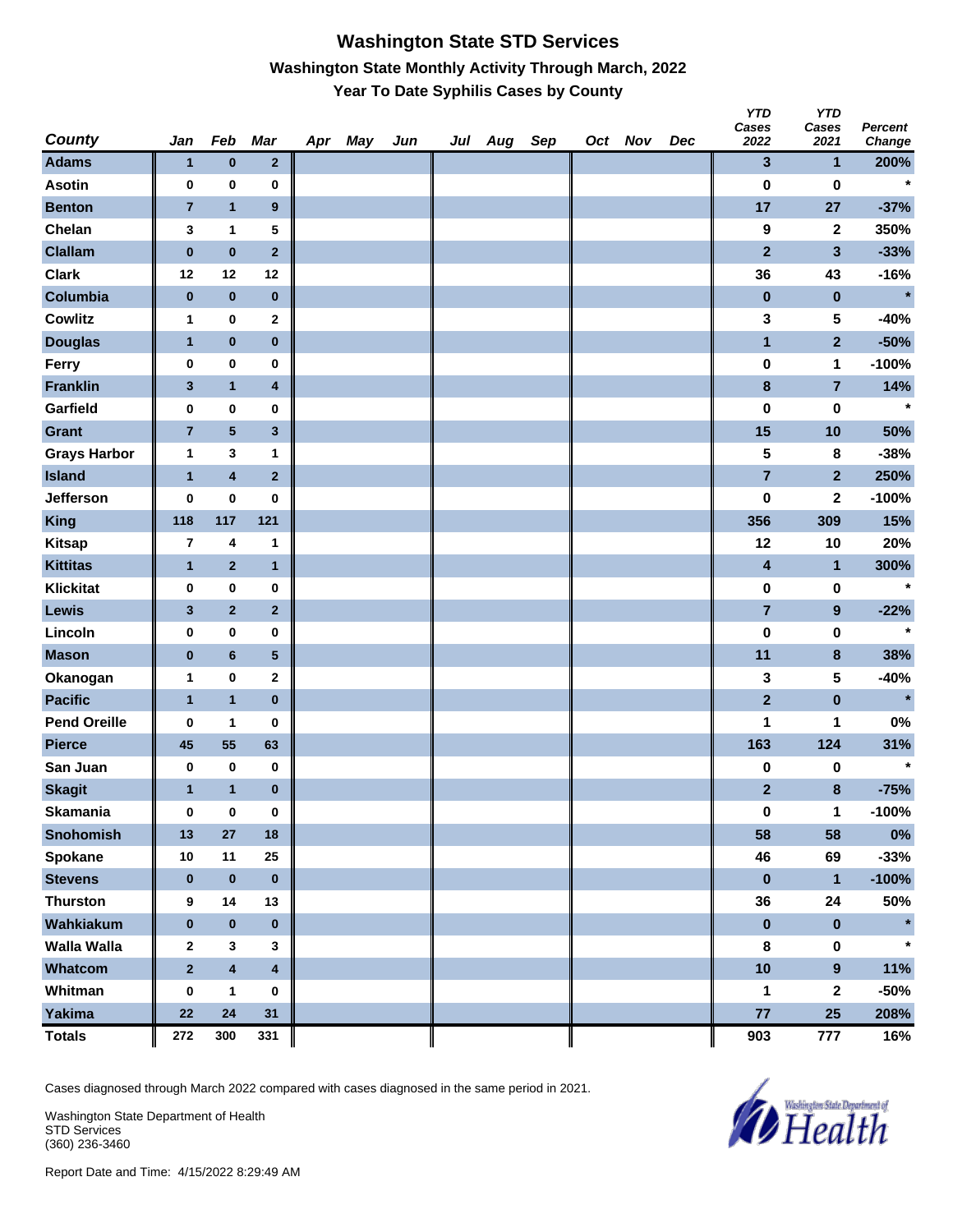# Washington State STD Services

## Washington State Monthly Activity Through March, 2022

### Year To Date Syphilis Cases by County

| County | Jan | Feb | Mar | Apr | May | Jun | Jul | Aug | Sep | Oct | Nov | Dec | YTD Cases 2022 | YTD Cases 2021 | Percent Change |
|---|---|---|---|---|---|---|---|---|---|---|---|---|---|---|---|
| Adams | 1 | 0 | 2 | | | | | | | | | | 3 | 1 | 200% |
| Asotin | 0 | 0 | 0 | | | | | | | | | | 0 | 0 | * |
| Benton | 7 | 1 | 9 | | | | | | | | | | 17 | 27 | -37% |
| Chelan | 3 | 1 | 5 | | | | | | | | | | 9 | 2 | 350% |
| Clallam | 0 | 0 | 2 | | | | | | | | | | 2 | 3 | -33% |
| Clark | 12 | 12 | 12 | | | | | | | | | | 36 | 43 | -16% |
| Columbia | 0 | 0 | 0 | | | | | | | | | | 0 | 0 | * |
| Cowlitz | 1 | 0 | 2 | | | | | | | | | | 3 | 5 | -40% |
| Douglas | 1 | 0 | 0 | | | | | | | | | | 1 | 2 | -50% |
| Ferry | 0 | 0 | 0 | | | | | | | | | | 0 | 1 | -100% |
| Franklin | 3 | 1 | 4 | | | | | | | | | | 8 | 7 | 14% |
| Garfield | 0 | 0 | 0 | | | | | | | | | | 0 | 0 | * |
| Grant | 7 | 5 | 3 | | | | | | | | | | 15 | 10 | 50% |
| Grays Harbor | 1 | 3 | 1 | | | | | | | | | | 5 | 8 | -38% |
| Island | 1 | 4 | 2 | | | | | | | | | | 7 | 2 | 250% |
| Jefferson | 0 | 0 | 0 | | | | | | | | | | 0 | 2 | -100% |
| King | 118 | 117 | 121 | | | | | | | | | | 356 | 309 | 15% |
| Kitsap | 7 | 4 | 1 | | | | | | | | | | 12 | 10 | 20% |
| Kittitas | 1 | 2 | 1 | | | | | | | | | | 4 | 1 | 300% |
| Klickitat | 0 | 0 | 0 | | | | | | | | | | 0 | 0 | * |
| Lewis | 3 | 2 | 2 | | | | | | | | | | 7 | 9 | -22% |
| Lincoln | 0 | 0 | 0 | | | | | | | | | | 0 | 0 | * |
| Mason | 0 | 6 | 5 | | | | | | | | | | 11 | 8 | 38% |
| Okanogan | 1 | 0 | 2 | | | | | | | | | | 3 | 5 | -40% |
| Pacific | 1 | 1 | 0 | | | | | | | | | | 2 | 0 | * |
| Pend Oreille | 0 | 1 | 0 | | | | | | | | | | 1 | 1 | 0% |
| Pierce | 45 | 55 | 63 | | | | | | | | | | 163 | 124 | 31% |
| San Juan | 0 | 0 | 0 | | | | | | | | | | 0 | 0 | * |
| Skagit | 1 | 1 | 0 | | | | | | | | | | 2 | 8 | -75% |
| Skamania | 0 | 0 | 0 | | | | | | | | | | 0 | 1 | -100% |
| Snohomish | 13 | 27 | 18 | | | | | | | | | | 58 | 58 | 0% |
| Spokane | 10 | 11 | 25 | | | | | | | | | | 46 | 69 | -33% |
| Stevens | 0 | 0 | 0 | | | | | | | | | | 0 | 1 | -100% |
| Thurston | 9 | 14 | 13 | | | | | | | | | | 36 | 24 | 50% |
| Wahkiakum | 0 | 0 | 0 | | | | | | | | | | 0 | 0 | * |
| Walla Walla | 2 | 3 | 3 | | | | | | | | | | 8 | 0 | * |
| Whatcom | 2 | 4 | 4 | | | | | | | | | | 10 | 9 | 11% |
| Whitman | 0 | 1 | 0 | | | | | | | | | | 1 | 2 | -50% |
| Yakima | 22 | 24 | 31 | | | | | | | | | | 77 | 25 | 208% |
| Totals | 272 | 300 | 331 | | | | | | | | | | 903 | 777 | 16% |

Cases diagnosed through March 2022 compared with cases diagnosed in the same period in 2021.

Washington State Department of Health
STD Services
(360) 236-3460

Report Date and Time: 4/15/2022 8:29:49 AM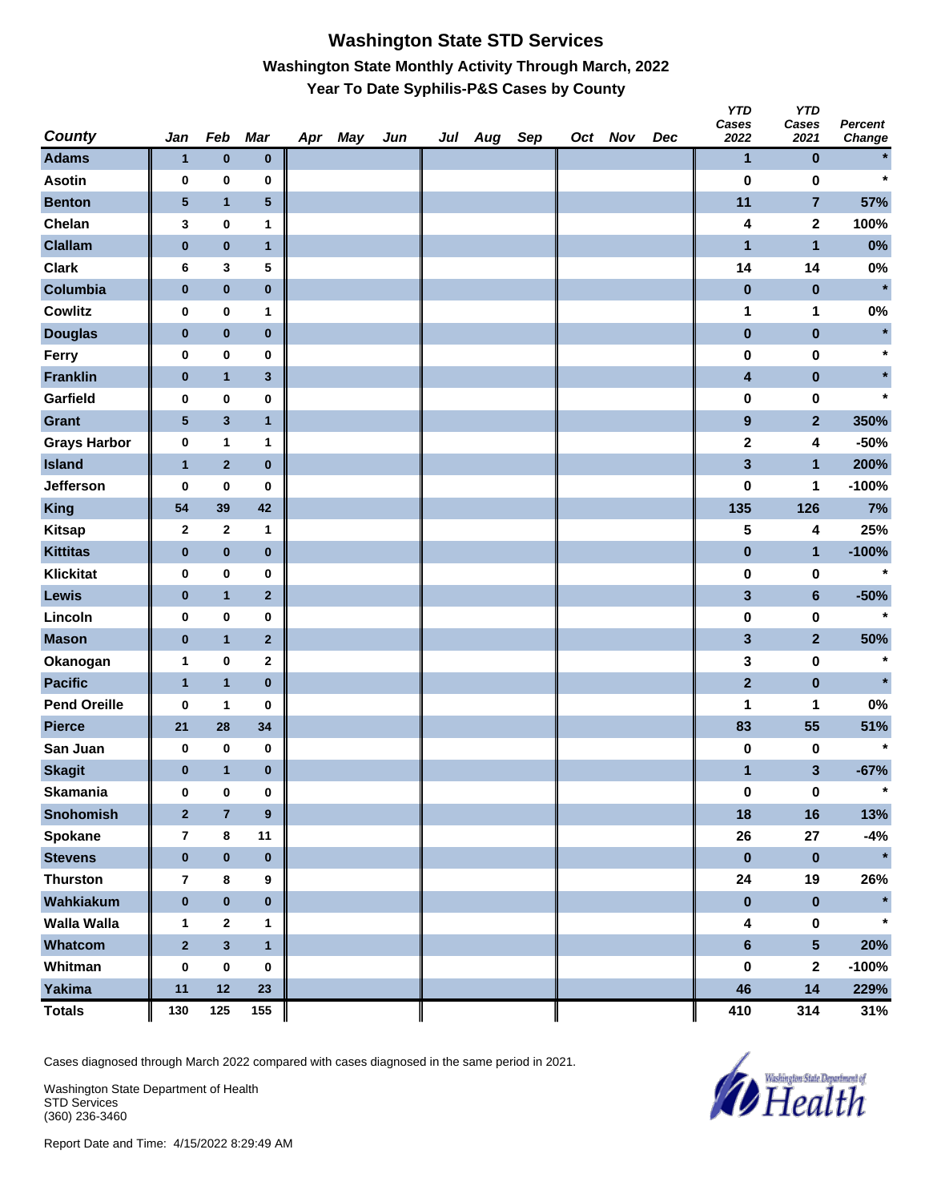# Washington State STD Services

## Washington State Monthly Activity Through March, 2022

### Year To Date Syphilis-P&S Cases by County

| County | Jan | Feb | Mar | Apr | May | Jun | Jul | Aug | Sep | Oct | Nov | Dec | YTD Cases 2022 | YTD Cases 2021 | Percent Change |
|---|---|---|---|---|---|---|---|---|---|---|---|---|---|---|---|
| Adams | 1 | 0 | 0 | | | | | | | | | | 1 | 0 | * |
| Asotin | 0 | 0 | 0 | | | | | | | | | | 0 | 0 | * |
| Benton | 5 | 1 | 5 | | | | | | | | | | 11 | 7 | 57% |
| Chelan | 3 | 0 | 1 | | | | | | | | | | 4 | 2 | 100% |
| Clallam | 0 | 0 | 1 | | | | | | | | | | 1 | 1 | 0% |
| Clark | 6 | 3 | 5 | | | | | | | | | | 14 | 14 | 0% |
| Columbia | 0 | 0 | 0 | | | | | | | | | | 0 | 0 | * |
| Cowlitz | 0 | 0 | 1 | | | | | | | | | | 1 | 1 | 0% |
| Douglas | 0 | 0 | 0 | | | | | | | | | | 0 | 0 | * |
| Ferry | 0 | 0 | 0 | | | | | | | | | | 0 | 0 | * |
| Franklin | 0 | 1 | 3 | | | | | | | | | | 4 | 0 | * |
| Garfield | 0 | 0 | 0 | | | | | | | | | | 0 | 0 | * |
| Grant | 5 | 3 | 1 | | | | | | | | | | 9 | 2 | 350% |
| Grays Harbor | 0 | 1 | 1 | | | | | | | | | | 2 | 4 | -50% |
| Island | 1 | 2 | 0 | | | | | | | | | | 3 | 1 | 200% |
| Jefferson | 0 | 0 | 0 | | | | | | | | | | 0 | 1 | -100% |
| King | 54 | 39 | 42 | | | | | | | | | | 135 | 126 | 7% |
| Kitsap | 2 | 2 | 1 | | | | | | | | | | 5 | 4 | 25% |
| Kittitas | 0 | 0 | 0 | | | | | | | | | | 0 | 1 | -100% |
| Klickitat | 0 | 0 | 0 | | | | | | | | | | 0 | 0 | * |
| Lewis | 0 | 1 | 2 | | | | | | | | | | 3 | 6 | -50% |
| Lincoln | 0 | 0 | 0 | | | | | | | | | | 0 | 0 | * |
| Mason | 0 | 1 | 2 | | | | | | | | | | 3 | 2 | 50% |
| Okanogan | 1 | 0 | 2 | | | | | | | | | | 3 | 0 | * |
| Pacific | 1 | 1 | 0 | | | | | | | | | | 2 | 0 | * |
| Pend Oreille | 0 | 1 | 0 | | | | | | | | | | 1 | 1 | 0% |
| Pierce | 21 | 28 | 34 | | | | | | | | | | 83 | 55 | 51% |
| San Juan | 0 | 0 | 0 | | | | | | | | | | 0 | 0 | * |
| Skagit | 0 | 1 | 0 | | | | | | | | | | 1 | 3 | -67% |
| Skamania | 0 | 0 | 0 | | | | | | | | | | 0 | 0 | * |
| Snohomish | 2 | 7 | 9 | | | | | | | | | | 18 | 16 | 13% |
| Spokane | 7 | 8 | 11 | | | | | | | | | | 26 | 27 | -4% |
| Stevens | 0 | 0 | 0 | | | | | | | | | | 0 | 0 | * |
| Thurston | 7 | 8 | 9 | | | | | | | | | | 24 | 19 | 26% |
| Wahkiakum | 0 | 0 | 0 | | | | | | | | | | 0 | 0 | * |
| Walla Walla | 1 | 2 | 1 | | | | | | | | | | 4 | 0 | * |
| Whatcom | 2 | 3 | 1 | | | | | | | | | | 6 | 5 | 20% |
| Whitman | 0 | 0 | 0 | | | | | | | | | | 0 | 2 | -100% |
| Yakima | 11 | 12 | 23 | | | | | | | | | | 46 | 14 | 229% |
| Totals | 130 | 125 | 155 | | | | | | | | | | 410 | 314 | 31% |

Cases diagnosed through March 2022 compared with cases diagnosed in the same period in 2021.

Washington State Department of Health
STD Services
(360) 236-3460

Report Date and Time: 4/15/2022 8:29:49 AM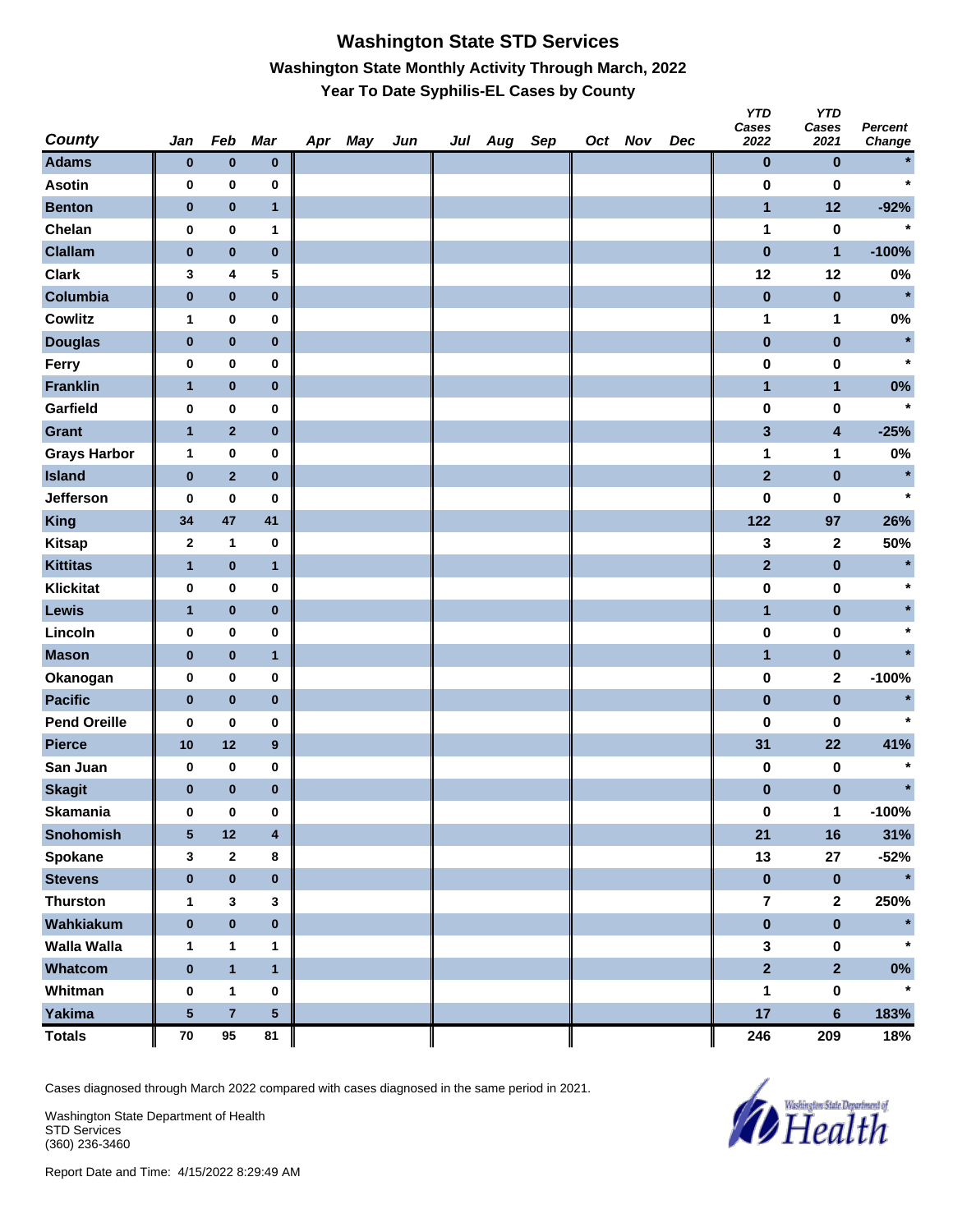# Washington State STD Services

## Washington State Monthly Activity Through March, 2022

### Year To Date Syphilis-EL Cases by County

| County | Jan | Feb | Mar | Apr | May | Jun | Jul | Aug | Sep | Oct | Nov | Dec | YTD Cases 2022 | YTD Cases 2021 | Percent Change |
|---|---|---|---|---|---|---|---|---|---|---|---|---|---|---|---|
| Adams | 0 | 0 | 0 | | | | | | | | | | 0 | 0 | * |
| Asotin | 0 | 0 | 0 | | | | | | | | | | 0 | 0 | * |
| Benton | 0 | 0 | 1 | | | | | | | | | | 1 | 12 | -92% |
| Chelan | 0 | 0 | 1 | | | | | | | | | | 1 | 0 | * |
| Clallam | 0 | 0 | 0 | | | | | | | | | | 0 | 1 | -100% |
| Clark | 3 | 4 | 5 | | | | | | | | | | 12 | 12 | 0% |
| Columbia | 0 | 0 | 0 | | | | | | | | | | 0 | 0 | * |
| Cowlitz | 1 | 0 | 0 | | | | | | | | | | 1 | 1 | 0% |
| Douglas | 0 | 0 | 0 | | | | | | | | | | 0 | 0 | * |
| Ferry | 0 | 0 | 0 | | | | | | | | | | 0 | 0 | * |
| Franklin | 1 | 0 | 0 | | | | | | | | | | 1 | 1 | 0% |
| Garfield | 0 | 0 | 0 | | | | | | | | | | 0 | 0 | * |
| Grant | 1 | 2 | 0 | | | | | | | | | | 3 | 4 | -25% |
| Grays Harbor | 1 | 0 | 0 | | | | | | | | | | 1 | 1 | 0% |
| Island | 0 | 2 | 0 | | | | | | | | | | 2 | 0 | * |
| Jefferson | 0 | 0 | 0 | | | | | | | | | | 0 | 0 | * |
| King | 34 | 47 | 41 | | | | | | | | | | 122 | 97 | 26% |
| Kitsap | 2 | 1 | 0 | | | | | | | | | | 3 | 2 | 50% |
| Kittitas | 1 | 0 | 1 | | | | | | | | | | 2 | 0 | * |
| Klickitat | 0 | 0 | 0 | | | | | | | | | | 0 | 0 | * |
| Lewis | 1 | 0 | 0 | | | | | | | | | | 1 | 0 | * |
| Lincoln | 0 | 0 | 0 | | | | | | | | | | 0 | 0 | * |
| Mason | 0 | 0 | 1 | | | | | | | | | | 1 | 0 | * |
| Okanogan | 0 | 0 | 0 | | | | | | | | | | 0 | 2 | -100% |
| Pacific | 0 | 0 | 0 | | | | | | | | | | 0 | 0 | * |
| Pend Oreille | 0 | 0 | 0 | | | | | | | | | | 0 | 0 | * |
| Pierce | 10 | 12 | 9 | | | | | | | | | | 31 | 22 | 41% |
| San Juan | 0 | 0 | 0 | | | | | | | | | | 0 | 0 | * |
| Skagit | 0 | 0 | 0 | | | | | | | | | | 0 | 0 | * |
| Skamania | 0 | 0 | 0 | | | | | | | | | | 0 | 1 | -100% |
| Snohomish | 5 | 12 | 4 | | | | | | | | | | 21 | 16 | 31% |
| Spokane | 3 | 2 | 8 | | | | | | | | | | 13 | 27 | -52% |
| Stevens | 0 | 0 | 0 | | | | | | | | | | 0 | 0 | * |
| Thurston | 1 | 3 | 3 | | | | | | | | | | 7 | 2 | 250% |
| Wahkiakum | 0 | 0 | 0 | | | | | | | | | | 0 | 0 | * |
| Walla Walla | 1 | 1 | 1 | | | | | | | | | | 3 | 0 | * |
| Whatcom | 0 | 1 | 1 | | | | | | | | | | 2 | 2 | 0% |
| Whitman | 0 | 1 | 0 | | | | | | | | | | 1 | 0 | * |
| Yakima | 5 | 7 | 5 | | | | | | | | | | 17 | 6 | 183% |
| Totals | 70 | 95 | 81 | | | | | | | | | | 246 | 209 | 18% |

Cases diagnosed through March 2022 compared with cases diagnosed in the same period in 2021.

Washington State Department of Health
STD Services
(360) 236-3460

Report Date and Time: 4/15/2022 8:29:49 AM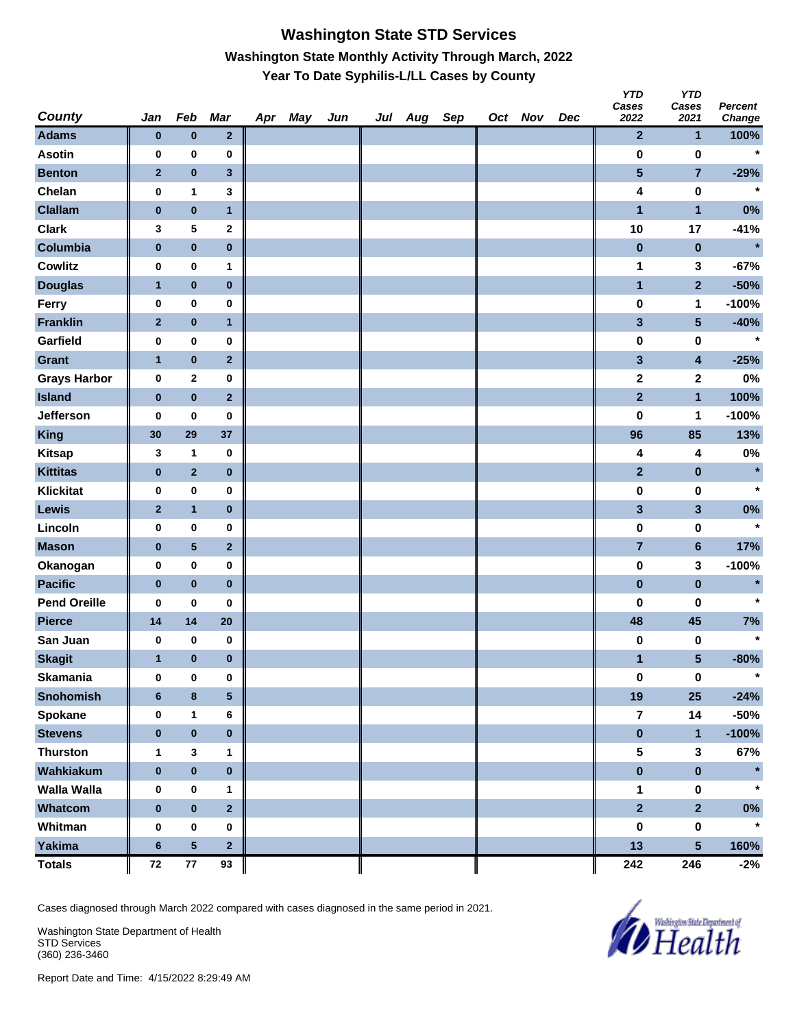# Washington State STD Services

## Washington State Monthly Activity Through March, 2022

### Year To Date Syphilis-L/LL Cases by County

| County | Jan | Feb | Mar | Apr | May | Jun | Jul | Aug | Sep | Oct | Nov | Dec | YTD Cases 2022 | YTD Cases 2021 | Percent Change |
|---|---|---|---|---|---|---|---|---|---|---|---|---|---|---|---|
| Adams | 0 | 0 | 2 | | | | | | | | | | 2 | 1 | 100% |
| Asotin | 0 | 0 | 0 | | | | | | | | | | 0 | 0 | * |
| Benton | 2 | 0 | 3 | | | | | | | | | | 5 | 7 | -29% |
| Chelan | 0 | 1 | 3 | | | | | | | | | | 4 | 0 | * |
| Clallam | 0 | 0 | 1 | | | | | | | | | | 1 | 1 | 0% |
| Clark | 3 | 5 | 2 | | | | | | | | | | 10 | 17 | -41% |
| Columbia | 0 | 0 | 0 | | | | | | | | | | 0 | 0 | * |
| Cowlitz | 0 | 0 | 1 | | | | | | | | | | 1 | 3 | -67% |
| Douglas | 1 | 0 | 0 | | | | | | | | | | 1 | 2 | -50% |
| Ferry | 0 | 0 | 0 | | | | | | | | | | 0 | 1 | -100% |
| Franklin | 2 | 0 | 1 | | | | | | | | | | 3 | 5 | -40% |
| Garfield | 0 | 0 | 0 | | | | | | | | | | 0 | 0 | * |
| Grant | 1 | 0 | 2 | | | | | | | | | | 3 | 4 | -25% |
| Grays Harbor | 0 | 2 | 0 | | | | | | | | | | 2 | 2 | 0% |
| Island | 0 | 0 | 2 | | | | | | | | | | 2 | 1 | 100% |
| Jefferson | 0 | 0 | 0 | | | | | | | | | | 0 | 1 | -100% |
| King | 30 | 29 | 37 | | | | | | | | | | 96 | 85 | 13% |
| Kitsap | 3 | 1 | 0 | | | | | | | | | | 4 | 4 | 0% |
| Kittitas | 0 | 2 | 0 | | | | | | | | | | 2 | 0 | * |
| Klickitat | 0 | 0 | 0 | | | | | | | | | | 0 | 0 | * |
| Lewis | 2 | 1 | 0 | | | | | | | | | | 3 | 3 | 0% |
| Lincoln | 0 | 0 | 0 | | | | | | | | | | 0 | 0 | * |
| Mason | 0 | 5 | 2 | | | | | | | | | | 7 | 6 | 17% |
| Okanogan | 0 | 0 | 0 | | | | | | | | | | 0 | 3 | -100% |
| Pacific | 0 | 0 | 0 | | | | | | | | | | 0 | 0 | * |
| Pend Oreille | 0 | 0 | 0 | | | | | | | | | | 0 | 0 | * |
| Pierce | 14 | 14 | 20 | | | | | | | | | | 48 | 45 | 7% |
| San Juan | 0 | 0 | 0 | | | | | | | | | | 0 | 0 | * |
| Skagit | 1 | 0 | 0 | | | | | | | | | | 1 | 5 | -80% |
| Skamania | 0 | 0 | 0 | | | | | | | | | | 0 | 0 | * |
| Snohomish | 6 | 8 | 5 | | | | | | | | | | 19 | 25 | -24% |
| Spokane | 0 | 1 | 6 | | | | | | | | | | 7 | 14 | -50% |
| Stevens | 0 | 0 | 0 | | | | | | | | | | 0 | 1 | -100% |
| Thurston | 1 | 3 | 1 | | | | | | | | | | 5 | 3 | 67% |
| Wahkiakum | 0 | 0 | 0 | | | | | | | | | | 0 | 0 | * |
| Walla Walla | 0 | 0 | 1 | | | | | | | | | | 1 | 0 | * |
| Whatcom | 0 | 0 | 2 | | | | | | | | | | 2 | 2 | 0% |
| Whitman | 0 | 0 | 0 | | | | | | | | | | 0 | 0 | * |
| Yakima | 6 | 5 | 2 | | | | | | | | | | 13 | 5 | 160% |
| Totals | 72 | 77 | 93 | | | | | | | | | | 242 | 246 | -2% |

Cases diagnosed through March 2022 compared with cases diagnosed in the same period in 2021.

Washington State Department of Health
STD Services
(360) 236-3460

Report Date and Time: 4/15/2022 8:29:49 AM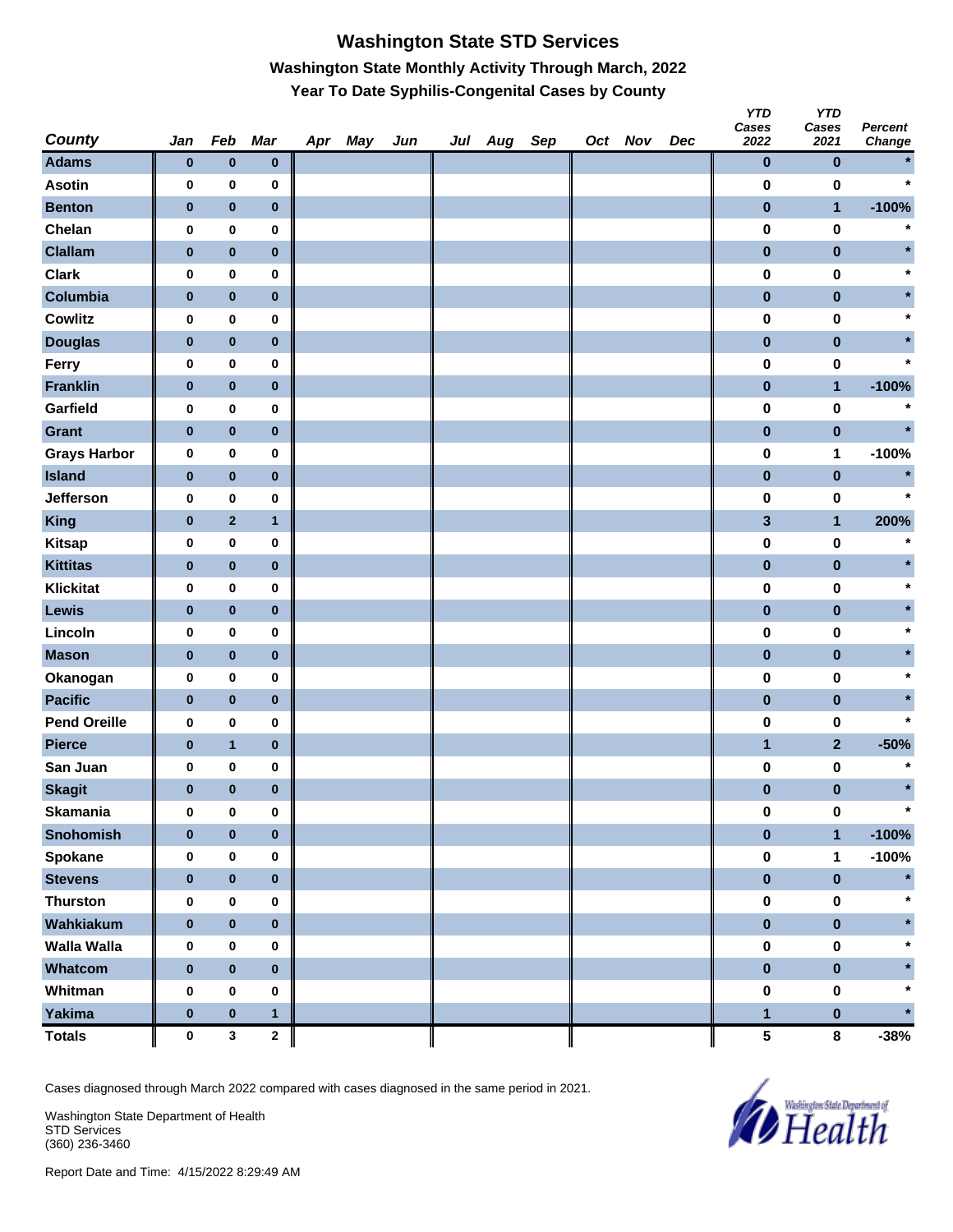# Washington State STD Services

## Washington State Monthly Activity Through March, 2022

### Year To Date Syphilis-Congenital Cases by County

| County | Jan | Feb | Mar | Apr | May | Jun | Jul | Aug | Sep | Oct | Nov | Dec | YTD Cases 2022 | YTD Cases 2021 | Percent Change |
|---|---|---|---|---|---|---|---|---|---|---|---|---|---|---|---|
| Adams | 0 | 0 | 0 | | | | | | | | | | 0 | 0 | * |
| Asotin | 0 | 0 | 0 | | | | | | | | | | 0 | 0 | * |
| Benton | 0 | 0 | 0 | | | | | | | | | | 0 | 1 | -100% |
| Chelan | 0 | 0 | 0 | | | | | | | | | | 0 | 0 | * |
| Clallam | 0 | 0 | 0 | | | | | | | | | | 0 | 0 | * |
| Clark | 0 | 0 | 0 | | | | | | | | | | 0 | 0 | * |
| Columbia | 0 | 0 | 0 | | | | | | | | | | 0 | 0 | * |
| Cowlitz | 0 | 0 | 0 | | | | | | | | | | 0 | 0 | * |
| Douglas | 0 | 0 | 0 | | | | | | | | | | 0 | 0 | * |
| Ferry | 0 | 0 | 0 | | | | | | | | | | 0 | 0 | * |
| Franklin | 0 | 0 | 0 | | | | | | | | | | 0 | 1 | -100% |
| Garfield | 0 | 0 | 0 | | | | | | | | | | 0 | 0 | * |
| Grant | 0 | 0 | 0 | | | | | | | | | | 0 | 0 | * |
| Grays Harbor | 0 | 0 | 0 | | | | | | | | | | 0 | 1 | -100% |
| Island | 0 | 0 | 0 | | | | | | | | | | 0 | 0 | * |
| Jefferson | 0 | 0 | 0 | | | | | | | | | | 0 | 0 | * |
| King | 0 | 2 | 1 | | | | | | | | | | 3 | 1 | 200% |
| Kitsap | 0 | 0 | 0 | | | | | | | | | | 0 | 0 | * |
| Kittitas | 0 | 0 | 0 | | | | | | | | | | 0 | 0 | * |
| Klickitat | 0 | 0 | 0 | | | | | | | | | | 0 | 0 | * |
| Lewis | 0 | 0 | 0 | | | | | | | | | | 0 | 0 | * |
| Lincoln | 0 | 0 | 0 | | | | | | | | | | 0 | 0 | * |
| Mason | 0 | 0 | 0 | | | | | | | | | | 0 | 0 | * |
| Okanogan | 0 | 0 | 0 | | | | | | | | | | 0 | 0 | * |
| Pacific | 0 | 0 | 0 | | | | | | | | | | 0 | 0 | * |
| Pend Oreille | 0 | 0 | 0 | | | | | | | | | | 0 | 0 | * |
| Pierce | 0 | 1 | 0 | | | | | | | | | | 1 | 2 | -50% |
| San Juan | 0 | 0 | 0 | | | | | | | | | | 0 | 0 | * |
| Skagit | 0 | 0 | 0 | | | | | | | | | | 0 | 0 | * |
| Skamania | 0 | 0 | 0 | | | | | | | | | | 0 | 0 | * |
| Snohomish | 0 | 0 | 0 | | | | | | | | | | 0 | 1 | -100% |
| Spokane | 0 | 0 | 0 | | | | | | | | | | 0 | 1 | -100% |
| Stevens | 0 | 0 | 0 | | | | | | | | | | 0 | 0 | * |
| Thurston | 0 | 0 | 0 | | | | | | | | | | 0 | 0 | * |
| Wahkiakum | 0 | 0 | 0 | | | | | | | | | | 0 | 0 | * |
| Walla Walla | 0 | 0 | 0 | | | | | | | | | | 0 | 0 | * |
| Whatcom | 0 | 0 | 0 | | | | | | | | | | 0 | 0 | * |
| Whitman | 0 | 0 | 0 | | | | | | | | | | 0 | 0 | * |
| Yakima | 0 | 0 | 1 | | | | | | | | | | 1 | 0 | * |
| Totals | 0 | 3 | 2 | | | | | | | | | | 5 | 8 | -38% |

Cases diagnosed through March 2022 compared with cases diagnosed in the same period in 2021.

Washington State Department of Health
STD Services
(360) 236-3460

Report Date and Time: 4/15/2022 8:29:49 AM